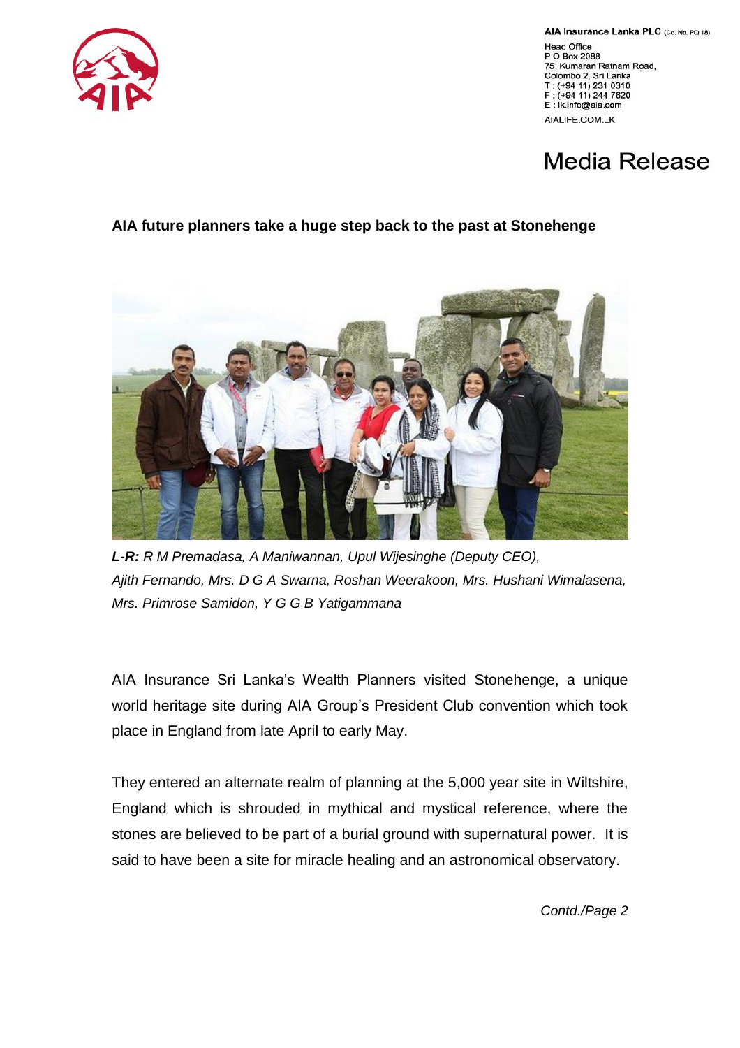AIA Insurance Lanka PLC (Co. No. PQ 18)
Head Office
P O Box 2088
75, Kumaran Ratnam Road,
Colombo 2, Sri Lanka
T : (+94 11) 231 0310
F : (+94 11) 244 7620
E : lk.info@aia.com
AIALIFE.COM.LK

# Media Release

**AIA future planners take a huge step back to the past at Stonehenge**

***L-R:*** *R M Premadasa, A Maniwannan, Upul Wijesinghe (Deputy CEO), Ajith Fernando, Mrs. D G A Swarna, Roshan Weerakoon, Mrs. Hushani Wimalasena, Mrs. Primrose Samidon, Y G G B Yatigammana*

AIA Insurance Sri Lanka's Wealth Planners visited Stonehenge, a unique world heritage site during AIA Group's President Club convention which took place in England from late April to early May.

They entered an alternate realm of planning at the 5,000 year site in Wiltshire, England which is shrouded in mythical and mystical reference, where the stones are believed to be part of a burial ground with supernatural power. It is said to have been a site for miracle healing and an astronomical observatory.

*Contd./Page 2*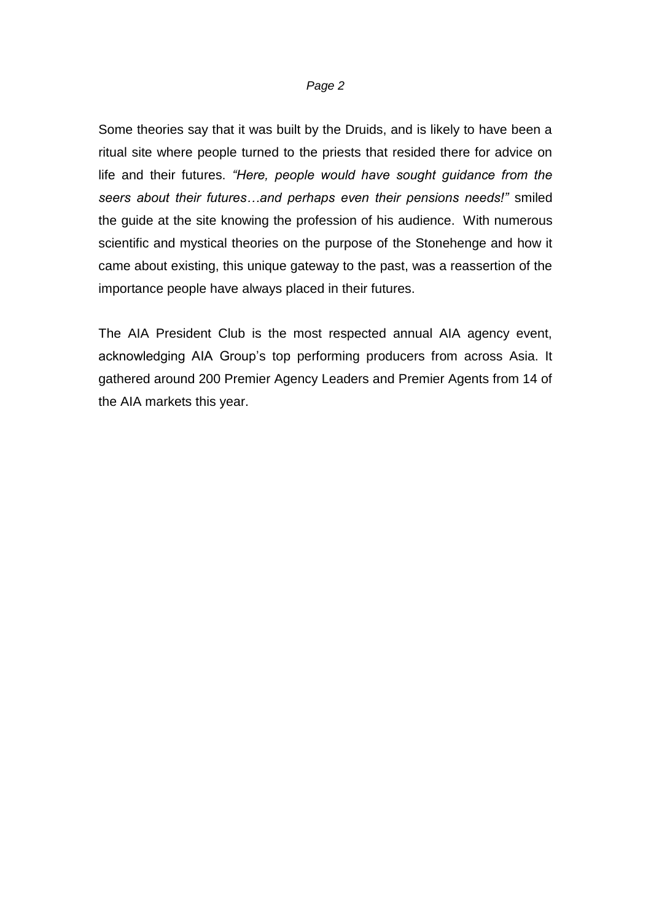Some theories say that it was built by the Druids, and is likely to have been a ritual site where people turned to the priests that resided there for advice on life and their futures. *"Here, people would have sought guidance from the seers about their futures…and perhaps even their pensions needs!"* smiled the guide at the site knowing the profession of his audience. With numerous scientific and mystical theories on the purpose of the Stonehenge and how it came about existing, this unique gateway to the past, was a reassertion of the importance people have always placed in their futures.

The AIA President Club is the most respected annual AIA agency event, acknowledging AIA Group's top performing producers from across Asia. It gathered around 200 Premier Agency Leaders and Premier Agents from 14 of the AIA markets this year.